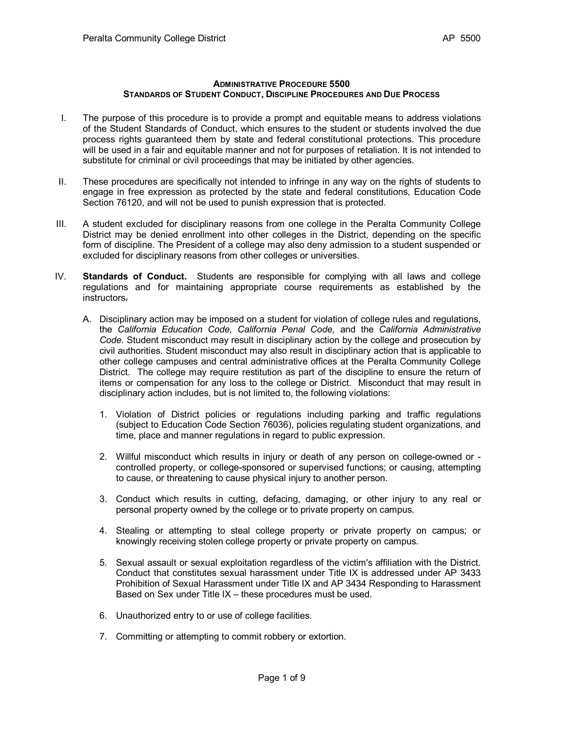# ADMINISTRATIVE PROCEDURE 5500
## STANDARDS OF STUDENT CONDUCT, DISCIPLINE PROCEDURES AND DUE PROCESS

I. The purpose of this procedure is to provide a prompt and equitable means to address violations of the Student Standards of Conduct, which ensures to the student or students involved the due process rights guaranteed them by state and federal constitutional protections. This procedure will be used in a fair and equitable manner and not for purposes of retaliation. It is not intended to substitute for criminal or civil proceedings that may be initiated by other agencies.

II. These procedures are specifically not intended to infringe in any way on the rights of students to engage in free expression as protected by the state and federal constitutions, Education Code Section 76120, and will not be used to punish expression that is protected.

III. A student excluded for disciplinary reasons from one college in the Peralta Community College District may be denied enrollment into other colleges in the District, depending on the specific form of discipline. The President of a college may also deny admission to a student suspended or excluded for disciplinary reasons from other colleges or universities.

IV. **Standards of Conduct.** Students are responsible for complying with all laws and college regulations and for maintaining appropriate course requirements as established by the instructors.

   A. Disciplinary action may be imposed on a student for violation of college rules and regulations, the *California Education Code, California Penal Code,* and the *California Administrative Code*. Student misconduct may result in disciplinary action by the college and prosecution by civil authorities. Student misconduct may also result in disciplinary action that is applicable to other college campuses and central administrative offices at the Peralta Community College District. The college may require restitution as part of the discipline to ensure the return of items or compensation for any loss to the college or District. Misconduct that may result in disciplinary action includes, but is not limited to, the following violations:

      1. Violation of District policies or regulations including parking and traffic regulations (subject to Education Code Section 76036), policies regulating student organizations, and time, place and manner regulations in regard to public expression.

      2. Willful misconduct which results in injury or death of any person on college-owned or -controlled property, or college-sponsored or supervised functions; or causing, attempting to cause, or threatening to cause physical injury to another person.

      3. Conduct which results in cutting, defacing, damaging, or other injury to any real or personal property owned by the college or to private property on campus.

      4. Stealing or attempting to steal college property or private property on campus; or knowingly receiving stolen college property or private property on campus.

      5. Sexual assault or sexual exploitation regardless of the victim's affiliation with the District. Conduct that constitutes sexual harassment under Title IX is addressed under AP 3433 Prohibition of Sexual Harassment under Title IX and AP 3434 Responding to Harassment Based on Sex under Title IX – these procedures must be used.

      6. Unauthorized entry to or use of college facilities.

      7. Committing or attempting to commit robbery or extortion.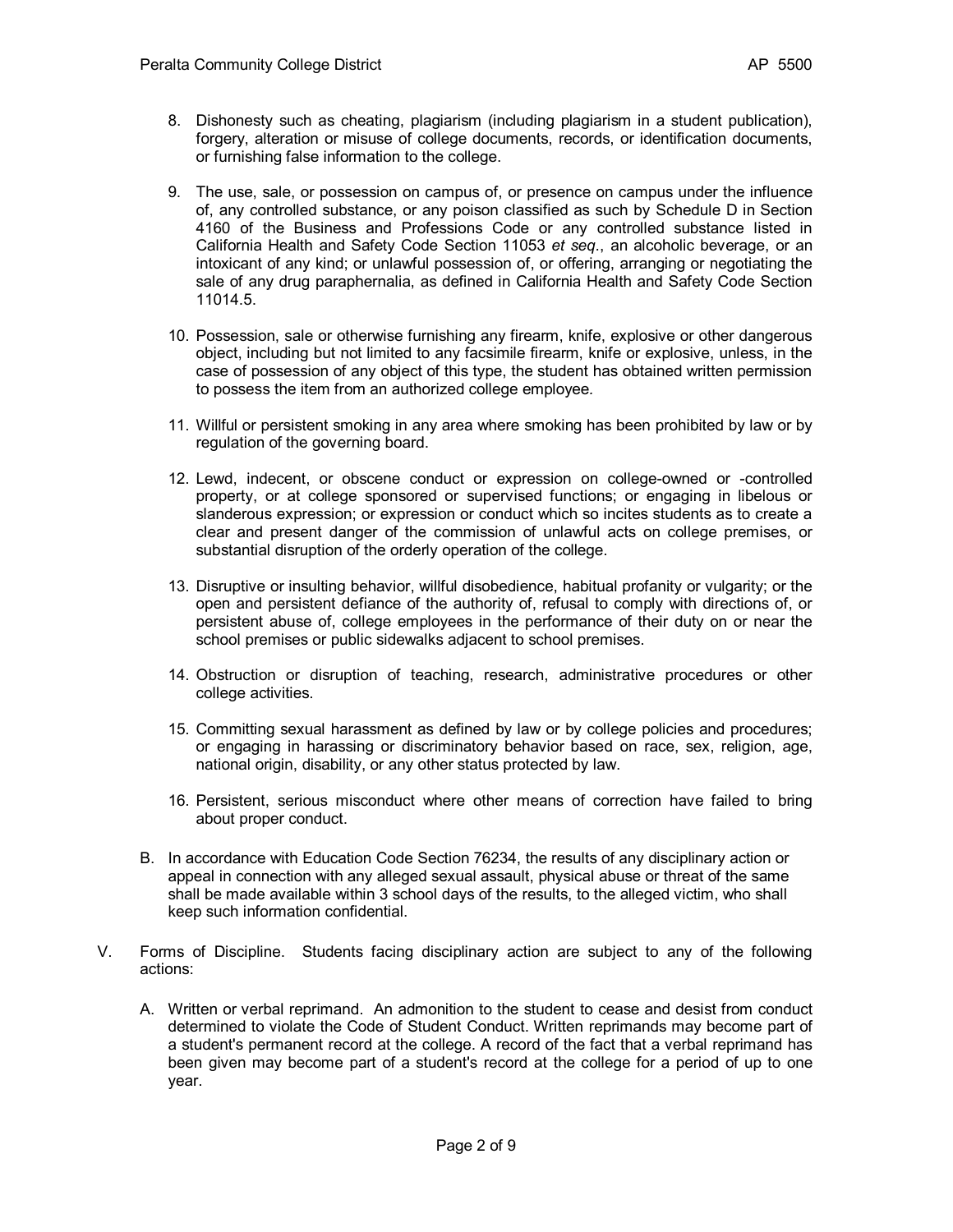8. Dishonesty such as cheating, plagiarism (including plagiarism in a student publication), forgery, alteration or misuse of college documents, records, or identification documents, or furnishing false information to the college.

9. The use, sale, or possession on campus of, or presence on campus under the influence of, any controlled substance, or any poison classified as such by Schedule D in Section 4160 of the Business and Professions Code or any controlled substance listed in California Health and Safety Code Section 11053 *et seq.*, an alcoholic beverage, or an intoxicant of any kind; or unlawful possession of, or offering, arranging or negotiating the sale of any drug paraphernalia, as defined in California Health and Safety Code Section 11014.5.

10. Possession, sale or otherwise furnishing any firearm, knife, explosive or other dangerous object, including but not limited to any facsimile firearm, knife or explosive, unless, in the case of possession of any object of this type, the student has obtained written permission to possess the item from an authorized college employee.

11. Willful or persistent smoking in any area where smoking has been prohibited by law or by regulation of the governing board.

12. Lewd, indecent, or obscene conduct or expression on college-owned or -controlled property, or at college sponsored or supervised functions; or engaging in libelous or slanderous expression; or expression or conduct which so incites students as to create a clear and present danger of the commission of unlawful acts on college premises, or substantial disruption of the orderly operation of the college.

13. Disruptive or insulting behavior, willful disobedience, habitual profanity or vulgarity; or the open and persistent defiance of the authority of, refusal to comply with directions of, or persistent abuse of, college employees in the performance of their duty on or near the school premises or public sidewalks adjacent to school premises.

14. Obstruction or disruption of teaching, research, administrative procedures or other college activities.

15. Committing sexual harassment as defined by law or by college policies and procedures; or engaging in harassing or discriminatory behavior based on race, sex, religion, age, national origin, disability, or any other status protected by law.

16. Persistent, serious misconduct where other means of correction have failed to bring about proper conduct.

B. In accordance with Education Code Section 76234, the results of any disciplinary action or appeal in connection with any alleged sexual assault, physical abuse or threat of the same shall be made available within 3 school days of the results, to the alleged victim, who shall keep such information confidential.

V. Forms of Discipline. Students facing disciplinary action are subject to any of the following actions:

A. Written or verbal reprimand. An admonition to the student to cease and desist from conduct determined to violate the Code of Student Conduct. Written reprimands may become part of a student's permanent record at the college. A record of the fact that a verbal reprimand has been given may become part of a student's record at the college for a period of up to one year.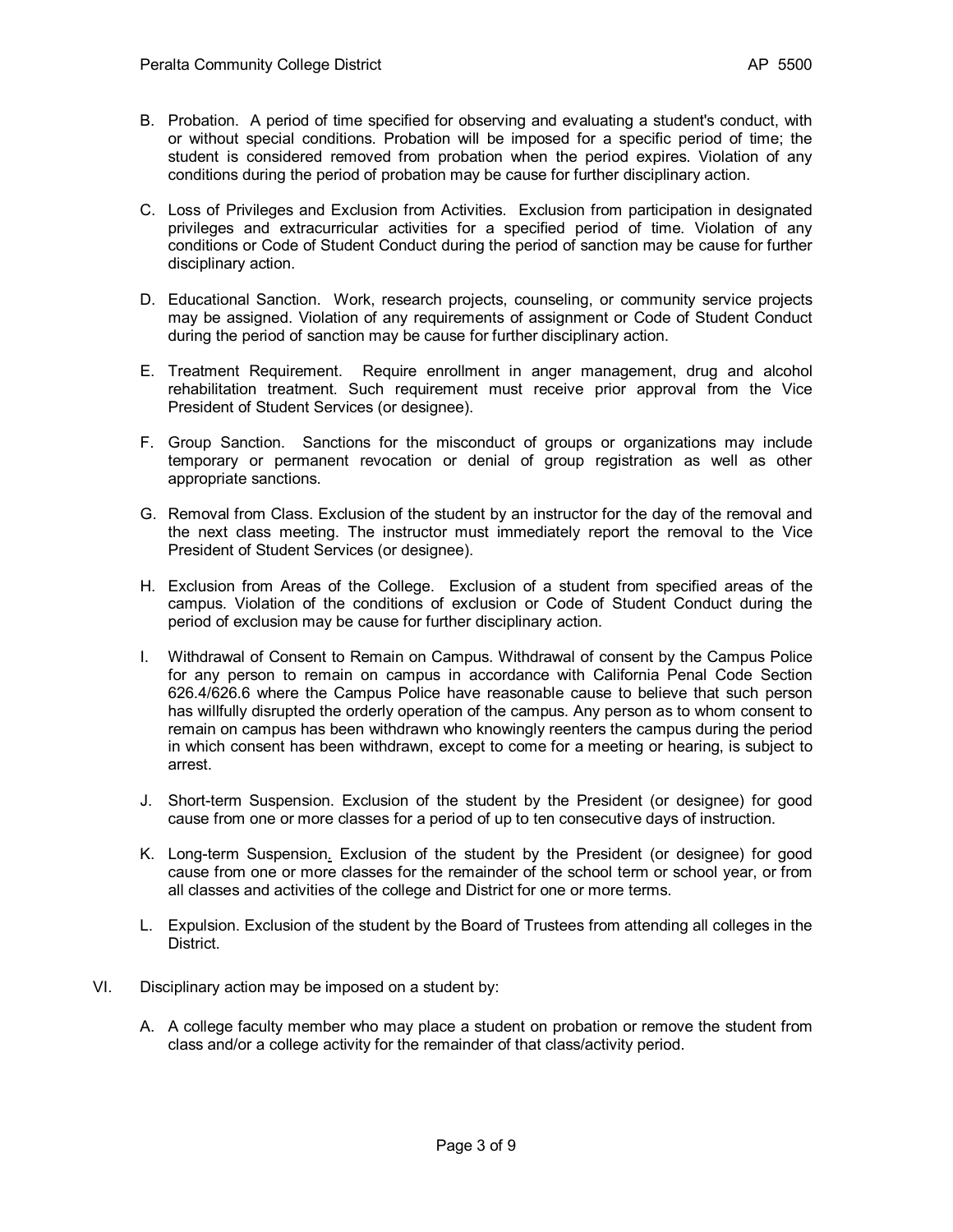B. Probation. A period of time specified for observing and evaluating a student's conduct, with or without special conditions. Probation will be imposed for a specific period of time; the student is considered removed from probation when the period expires. Violation of any conditions during the period of probation may be cause for further disciplinary action.

C. Loss of Privileges and Exclusion from Activities. Exclusion from participation in designated privileges and extracurricular activities for a specified period of time. Violation of any conditions or Code of Student Conduct during the period of sanction may be cause for further disciplinary action.

D. Educational Sanction. Work, research projects, counseling, or community service projects may be assigned. Violation of any requirements of assignment or Code of Student Conduct during the period of sanction may be cause for further disciplinary action.

E. Treatment Requirement. Require enrollment in anger management, drug and alcohol rehabilitation treatment. Such requirement must receive prior approval from the Vice President of Student Services (or designee).

F. Group Sanction. Sanctions for the misconduct of groups or organizations may include temporary or permanent revocation or denial of group registration as well as other appropriate sanctions.

G. Removal from Class. Exclusion of the student by an instructor for the day of the removal and the next class meeting. The instructor must immediately report the removal to the Vice President of Student Services (or designee).

H. Exclusion from Areas of the College. Exclusion of a student from specified areas of the campus. Violation of the conditions of exclusion or Code of Student Conduct during the period of exclusion may be cause for further disciplinary action.

I. Withdrawal of Consent to Remain on Campus. Withdrawal of consent by the Campus Police for any person to remain on campus in accordance with California Penal Code Section 626.4/626.6 where the Campus Police have reasonable cause to believe that such person has willfully disrupted the orderly operation of the campus. Any person as to whom consent to remain on campus has been withdrawn who knowingly reenters the campus during the period in which consent has been withdrawn, except to come for a meeting or hearing, is subject to arrest.

J. Short-term Suspension. Exclusion of the student by the President (or designee) for good cause from one or more classes for a period of up to ten consecutive days of instruction.

K. Long-term Suspension. Exclusion of the student by the President (or designee) for good cause from one or more classes for the remainder of the school term or school year, or from all classes and activities of the college and District for one or more terms.

L. Expulsion. Exclusion of the student by the Board of Trustees from attending all colleges in the District.

VI. Disciplinary action may be imposed on a student by:

A. A college faculty member who may place a student on probation or remove the student from class and/or a college activity for the remainder of that class/activity period.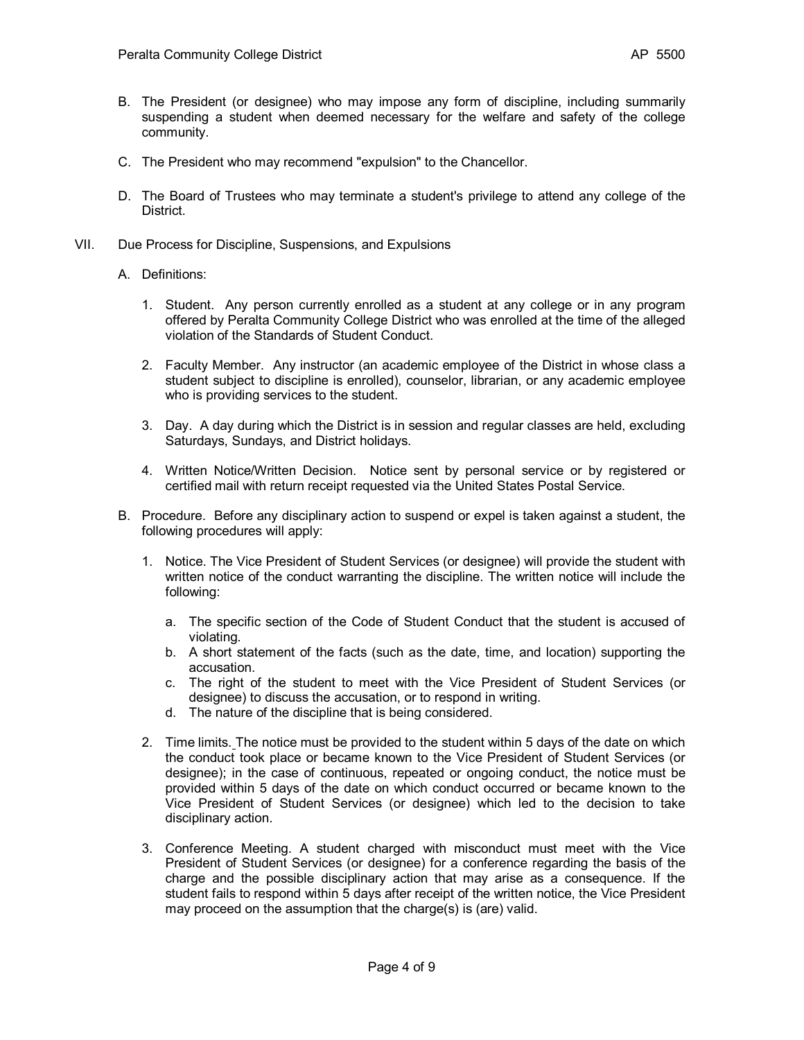B. The President (or designee) who may impose any form of discipline, including summarily suspending a student when deemed necessary for the welfare and safety of the college community.

C. The President who may recommend "expulsion" to the Chancellor.

D. The Board of Trustees who may terminate a student's privilege to attend any college of the District.

VII. Due Process for Discipline, Suspensions, and Expulsions

A. Definitions:

1. Student. Any person currently enrolled as a student at any college or in any program offered by Peralta Community College District who was enrolled at the time of the alleged violation of the Standards of Student Conduct.

2. Faculty Member. Any instructor (an academic employee of the District in whose class a student subject to discipline is enrolled), counselor, librarian, or any academic employee who is providing services to the student.

3. Day. A day during which the District is in session and regular classes are held, excluding Saturdays, Sundays, and District holidays.

4. Written Notice/Written Decision. Notice sent by personal service or by registered or certified mail with return receipt requested via the United States Postal Service.

B. Procedure. Before any disciplinary action to suspend or expel is taken against a student, the following procedures will apply:

1. Notice. The Vice President of Student Services (or designee) will provide the student with written notice of the conduct warranting the discipline. The written notice will include the following:

   a. The specific section of the Code of Student Conduct that the student is accused of violating.
   b. A short statement of the facts (such as the date, time, and location) supporting the accusation.
   c. The right of the student to meet with the Vice President of Student Services (or designee) to discuss the accusation, or to respond in writing.
   d. The nature of the discipline that is being considered.

2. Time limits. The notice must be provided to the student within 5 days of the date on which the conduct took place or became known to the Vice President of Student Services (or designee); in the case of continuous, repeated or ongoing conduct, the notice must be provided within 5 days of the date on which conduct occurred or became known to the Vice President of Student Services (or designee) which led to the decision to take disciplinary action.

3. Conference Meeting. A student charged with misconduct must meet with the Vice President of Student Services (or designee) for a conference regarding the basis of the charge and the possible disciplinary action that may arise as a consequence. If the student fails to respond within 5 days after receipt of the written notice, the Vice President may proceed on the assumption that the charge(s) is (are) valid.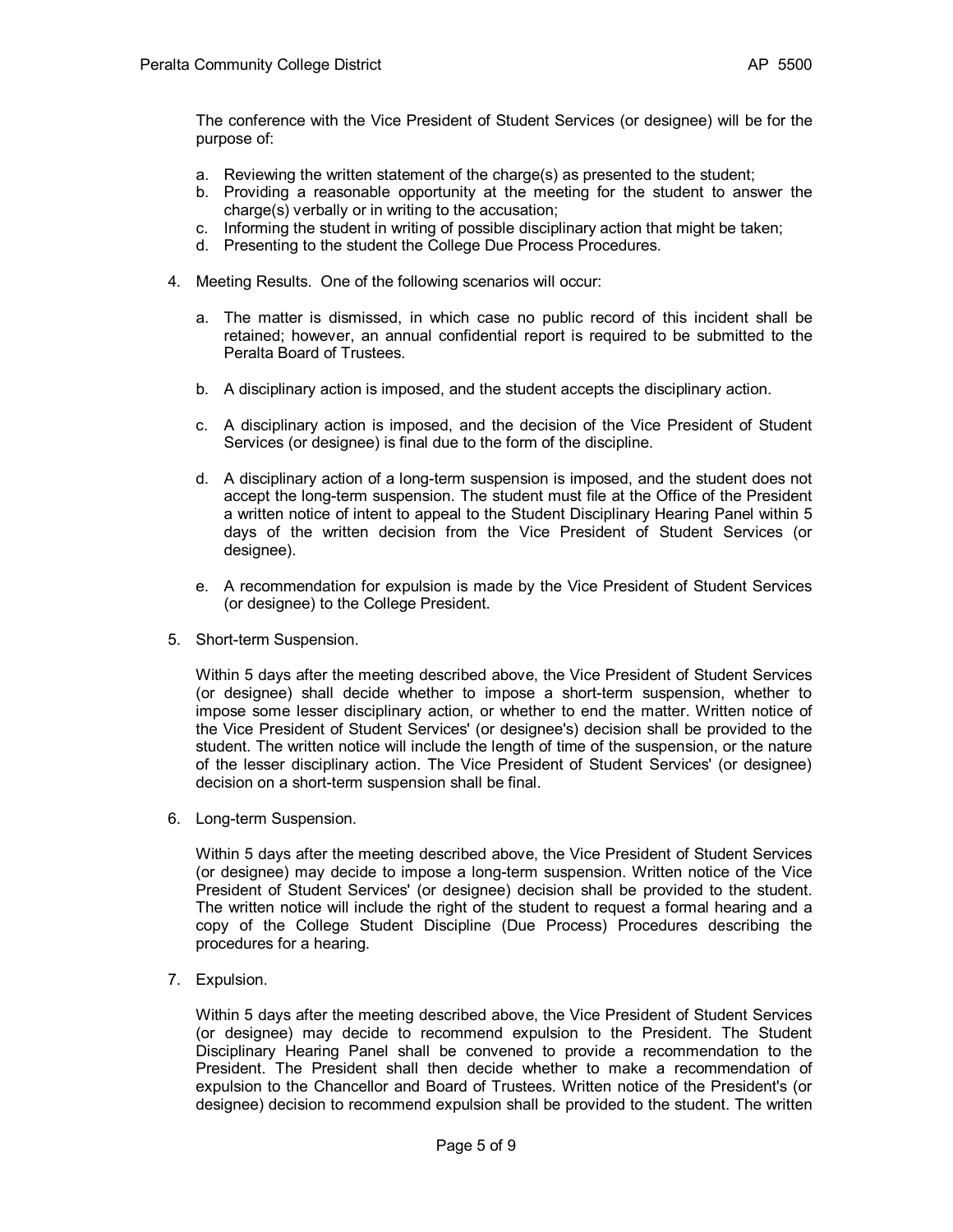The conference with the Vice President of Student Services (or designee) will be for the purpose of:

a. Reviewing the written statement of the charge(s) as presented to the student;
b. Providing a reasonable opportunity at the meeting for the student to answer the charge(s) verbally or in writing to the accusation;
c. Informing the student in writing of possible disciplinary action that might be taken;
d. Presenting to the student the College Due Process Procedures.

4. Meeting Results. One of the following scenarios will occur:

   a. The matter is dismissed, in which case no public record of this incident shall be retained; however, an annual confidential report is required to be submitted to the Peralta Board of Trustees.

   b. A disciplinary action is imposed, and the student accepts the disciplinary action.

   c. A disciplinary action is imposed, and the decision of the Vice President of Student Services (or designee) is final due to the form of the discipline.

   d. A disciplinary action of a long-term suspension is imposed, and the student does not accept the long-term suspension. The student must file at the Office of the President a written notice of intent to appeal to the Student Disciplinary Hearing Panel within 5 days of the written decision from the Vice President of Student Services (or designee).

   e. A recommendation for expulsion is made by the Vice President of Student Services (or designee) to the College President.

5. Short-term Suspension.

   Within 5 days after the meeting described above, the Vice President of Student Services (or designee) shall decide whether to impose a short-term suspension, whether to impose some lesser disciplinary action, or whether to end the matter. Written notice of the Vice President of Student Services' (or designee's) decision shall be provided to the student. The written notice will include the length of time of the suspension, or the nature of the lesser disciplinary action. The Vice President of Student Services' (or designee) decision on a short-term suspension shall be final.

6. Long-term Suspension.

   Within 5 days after the meeting described above, the Vice President of Student Services (or designee) may decide to impose a long-term suspension. Written notice of the Vice President of Student Services' (or designee) decision shall be provided to the student. The written notice will include the right of the student to request a formal hearing and a copy of the College Student Discipline (Due Process) Procedures describing the procedures for a hearing.

7. Expulsion.

   Within 5 days after the meeting described above, the Vice President of Student Services (or designee) may decide to recommend expulsion to the President. The Student Disciplinary Hearing Panel shall be convened to provide a recommendation to the President. The President shall then decide whether to make a recommendation of expulsion to the Chancellor and Board of Trustees. Written notice of the President's (or designee) decision to recommend expulsion shall be provided to the student. The written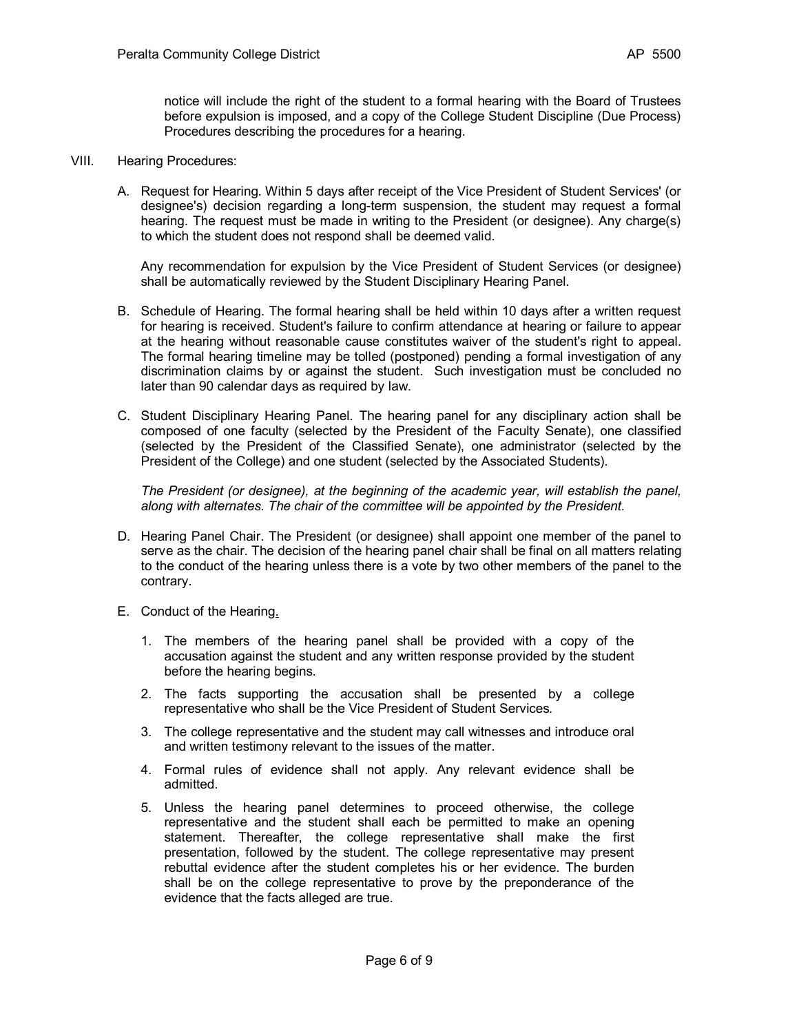notice will include the right of the student to a formal hearing with the Board of Trustees before expulsion is imposed, and a copy of the College Student Discipline (Due Process) Procedures describing the procedures for a hearing.

VIII. Hearing Procedures:

A. Request for Hearing. Within 5 days after receipt of the Vice President of Student Services' (or designee's) decision regarding a long-term suspension, the student may request a formal hearing. The request must be made in writing to the President (or designee). Any charge(s) to which the student does not respond shall be deemed valid.

Any recommendation for expulsion by the Vice President of Student Services (or designee) shall be automatically reviewed by the Student Disciplinary Hearing Panel.

B. Schedule of Hearing. The formal hearing shall be held within 10 days after a written request for hearing is received. Student's failure to confirm attendance at hearing or failure to appear at the hearing without reasonable cause constitutes waiver of the student's right to appeal. The formal hearing timeline may be tolled (postponed) pending a formal investigation of any discrimination claims by or against the student. Such investigation must be concluded no later than 90 calendar days as required by law.

C. Student Disciplinary Hearing Panel. The hearing panel for any disciplinary action shall be composed of one faculty (selected by the President of the Faculty Senate), one classified (selected by the President of the Classified Senate), one administrator (selected by the President of the College) and one student (selected by the Associated Students).

*The President (or designee), at the beginning of the academic year, will establish the panel, along with alternates. The chair of the committee will be appointed by the President.*

D. Hearing Panel Chair. The President (or designee) shall appoint one member of the panel to serve as the chair. The decision of the hearing panel chair shall be final on all matters relating to the conduct of the hearing unless there is a vote by two other members of the panel to the contrary.

E. Conduct of the Hearing.

1. The members of the hearing panel shall be provided with a copy of the accusation against the student and any written response provided by the student before the hearing begins.
2. The facts supporting the accusation shall be presented by a college representative who shall be the Vice President of Student Services.
3. The college representative and the student may call witnesses and introduce oral and written testimony relevant to the issues of the matter.
4. Formal rules of evidence shall not apply. Any relevant evidence shall be admitted.
5. Unless the hearing panel determines to proceed otherwise, the college representative and the student shall each be permitted to make an opening statement. Thereafter, the college representative shall make the first presentation, followed by the student. The college representative may present rebuttal evidence after the student completes his or her evidence. The burden shall be on the college representative to prove by the preponderance of the evidence that the facts alleged are true.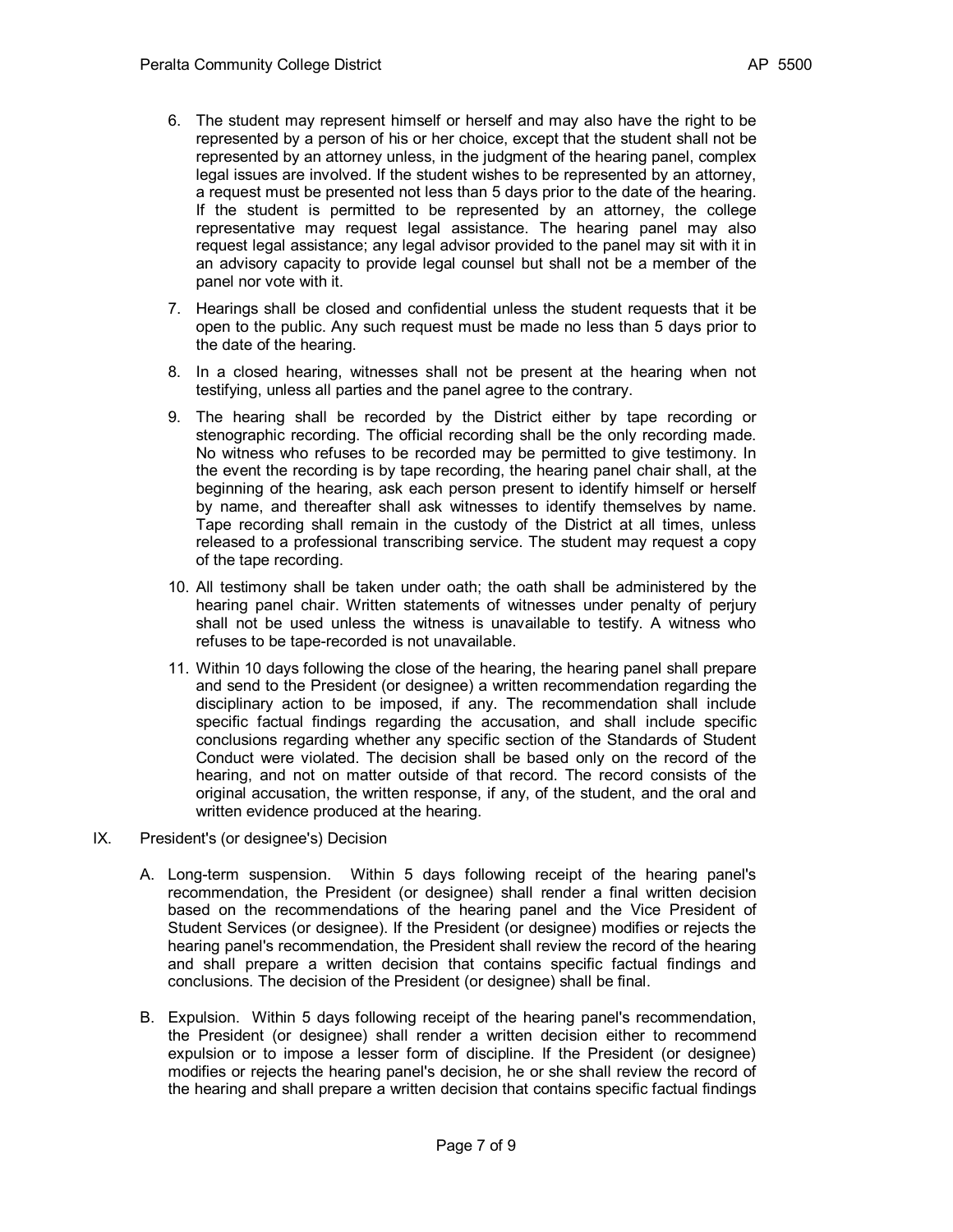6. The student may represent himself or herself and may also have the right to be represented by a person of his or her choice, except that the student shall not be represented by an attorney unless, in the judgment of the hearing panel, complex legal issues are involved. If the student wishes to be represented by an attorney, a request must be presented not less than 5 days prior to the date of the hearing. If the student is permitted to be represented by an attorney, the college representative may request legal assistance. The hearing panel may also request legal assistance; any legal advisor provided to the panel may sit with it in an advisory capacity to provide legal counsel but shall not be a member of the panel nor vote with it.

7. Hearings shall be closed and confidential unless the student requests that it be open to the public. Any such request must be made no less than 5 days prior to the date of the hearing.

8. In a closed hearing, witnesses shall not be present at the hearing when not testifying, unless all parties and the panel agree to the contrary.

9. The hearing shall be recorded by the District either by tape recording or stenographic recording. The official recording shall be the only recording made. No witness who refuses to be recorded may be permitted to give testimony. In the event the recording is by tape recording, the hearing panel chair shall, at the beginning of the hearing, ask each person present to identify himself or herself by name, and thereafter shall ask witnesses to identify themselves by name. Tape recording shall remain in the custody of the District at all times, unless released to a professional transcribing service. The student may request a copy of the tape recording.

10. All testimony shall be taken under oath; the oath shall be administered by the hearing panel chair. Written statements of witnesses under penalty of perjury shall not be used unless the witness is unavailable to testify. A witness who refuses to be tape-recorded is not unavailable.

11. Within 10 days following the close of the hearing, the hearing panel shall prepare and send to the President (or designee) a written recommendation regarding the disciplinary action to be imposed, if any. The recommendation shall include specific factual findings regarding the accusation, and shall include specific conclusions regarding whether any specific section of the Standards of Student Conduct were violated. The decision shall be based only on the record of the hearing, and not on matter outside of that record. The record consists of the original accusation, the written response, if any, of the student, and the oral and written evidence produced at the hearing.

IX. President's (or designee's) Decision

A. Long-term suspension. Within 5 days following receipt of the hearing panel's recommendation, the President (or designee) shall render a final written decision based on the recommendations of the hearing panel and the Vice President of Student Services (or designee). If the President (or designee) modifies or rejects the hearing panel's recommendation, the President shall review the record of the hearing and shall prepare a written decision that contains specific factual findings and conclusions. The decision of the President (or designee) shall be final.

B. Expulsion. Within 5 days following receipt of the hearing panel's recommendation, the President (or designee) shall render a written decision either to recommend expulsion or to impose a lesser form of discipline. If the President (or designee) modifies or rejects the hearing panel's decision, he or she shall review the record of the hearing and shall prepare a written decision that contains specific factual findings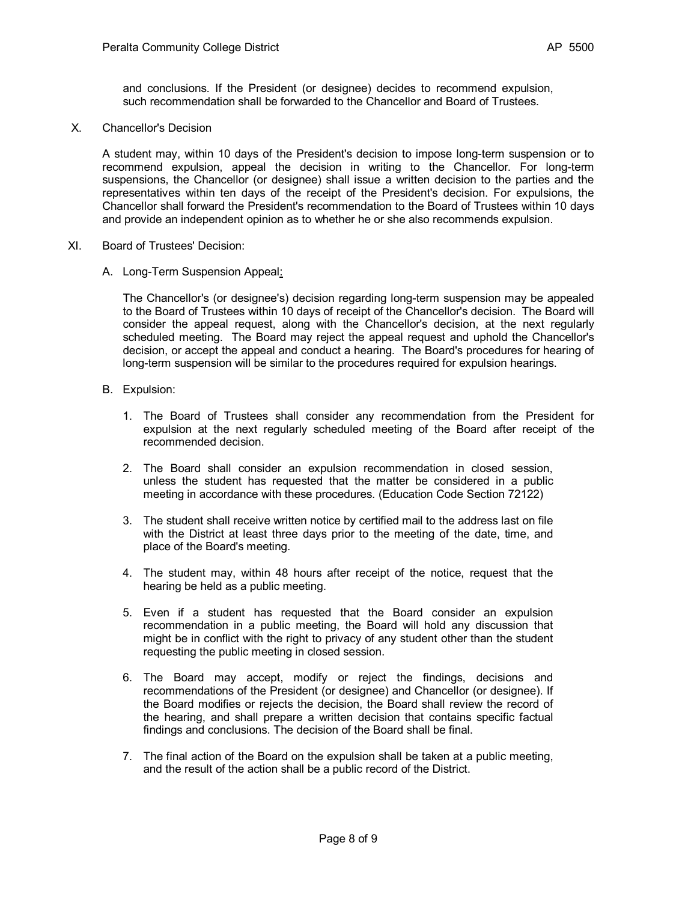and conclusions. If the President (or designee) decides to recommend expulsion, such recommendation shall be forwarded to the Chancellor and Board of Trustees.

## X. Chancellor's Decision

A student may, within 10 days of the President's decision to impose long-term suspension or to recommend expulsion, appeal the decision in writing to the Chancellor. For long-term suspensions, the Chancellor (or designee) shall issue a written decision to the parties and the representatives within ten days of the receipt of the President's decision. For expulsions, the Chancellor shall forward the President's recommendation to the Board of Trustees within 10 days and provide an independent opinion as to whether he or she also recommends expulsion.

## XI. Board of Trustees' Decision:

### A. Long-Term Suspension Appeal:

The Chancellor's (or designee's) decision regarding long-term suspension may be appealed to the Board of Trustees within 10 days of receipt of the Chancellor's decision. The Board will consider the appeal request, along with the Chancellor's decision, at the next regularly scheduled meeting. The Board may reject the appeal request and uphold the Chancellor's decision, or accept the appeal and conduct a hearing. The Board's procedures for hearing of long-term suspension will be similar to the procedures required for expulsion hearings.

### B. Expulsion:

1. The Board of Trustees shall consider any recommendation from the President for expulsion at the next regularly scheduled meeting of the Board after receipt of the recommended decision.
2. The Board shall consider an expulsion recommendation in closed session, unless the student has requested that the matter be considered in a public meeting in accordance with these procedures. (Education Code Section 72122)
3. The student shall receive written notice by certified mail to the address last on file with the District at least three days prior to the meeting of the date, time, and place of the Board's meeting.
4. The student may, within 48 hours after receipt of the notice, request that the hearing be held as a public meeting.
5. Even if a student has requested that the Board consider an expulsion recommendation in a public meeting, the Board will hold any discussion that might be in conflict with the right to privacy of any student other than the student requesting the public meeting in closed session.
6. The Board may accept, modify or reject the findings, decisions and recommendations of the President (or designee) and Chancellor (or designee). If the Board modifies or rejects the decision, the Board shall review the record of the hearing, and shall prepare a written decision that contains specific factual findings and conclusions. The decision of the Board shall be final.
7. The final action of the Board on the expulsion shall be taken at a public meeting, and the result of the action shall be a public record of the District.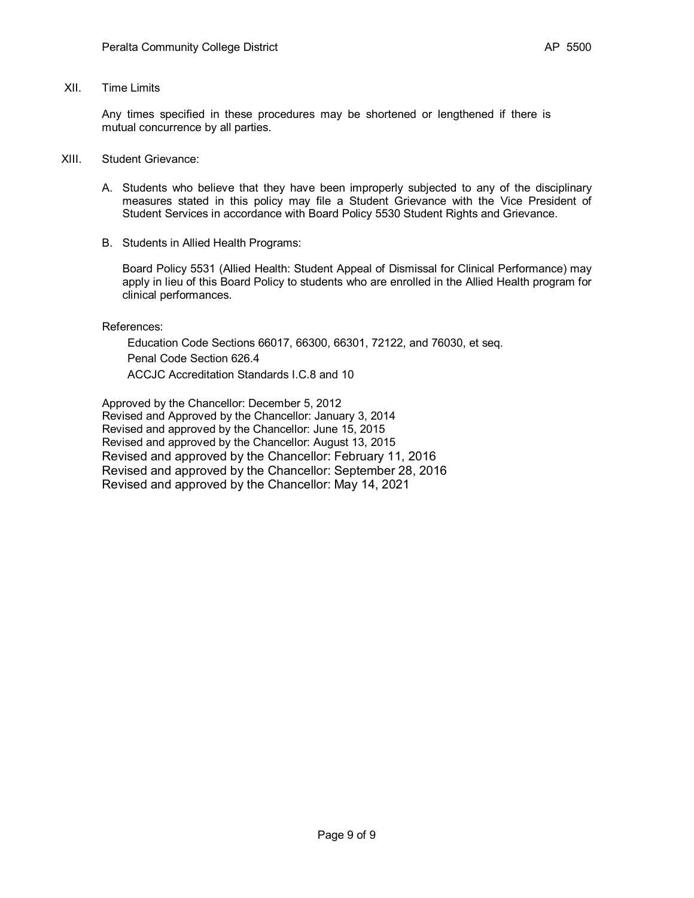## XII. Time Limits

Any times specified in these procedures may be shortened or lengthened if there is mutual concurrence by all parties.

## XIII. Student Grievance:

A. Students who believe that they have been improperly subjected to any of the disciplinary measures stated in this policy may file a Student Grievance with the Vice President of Student Services in accordance with Board Policy 5530 Student Rights and Grievance.

B. Students in Allied Health Programs:

Board Policy 5531 (Allied Health: Student Appeal of Dismissal for Clinical Performance) may apply in lieu of this Board Policy to students who are enrolled in the Allied Health program for clinical performances.

References:

Education Code Sections 66017, 66300, 66301, 72122, and 76030, et seq.
Penal Code Section 626.4
ACCJC Accreditation Standards I.C.8 and 10

Approved by the Chancellor: December 5, 2012
Revised and Approved by the Chancellor: January 3, 2014
Revised and approved by the Chancellor: June 15, 2015
Revised and approved by the Chancellor: August 13, 2015
Revised and approved by the Chancellor: February 11, 2016
Revised and approved by the Chancellor: September 28, 2016
Revised and approved by the Chancellor: May 14, 2021